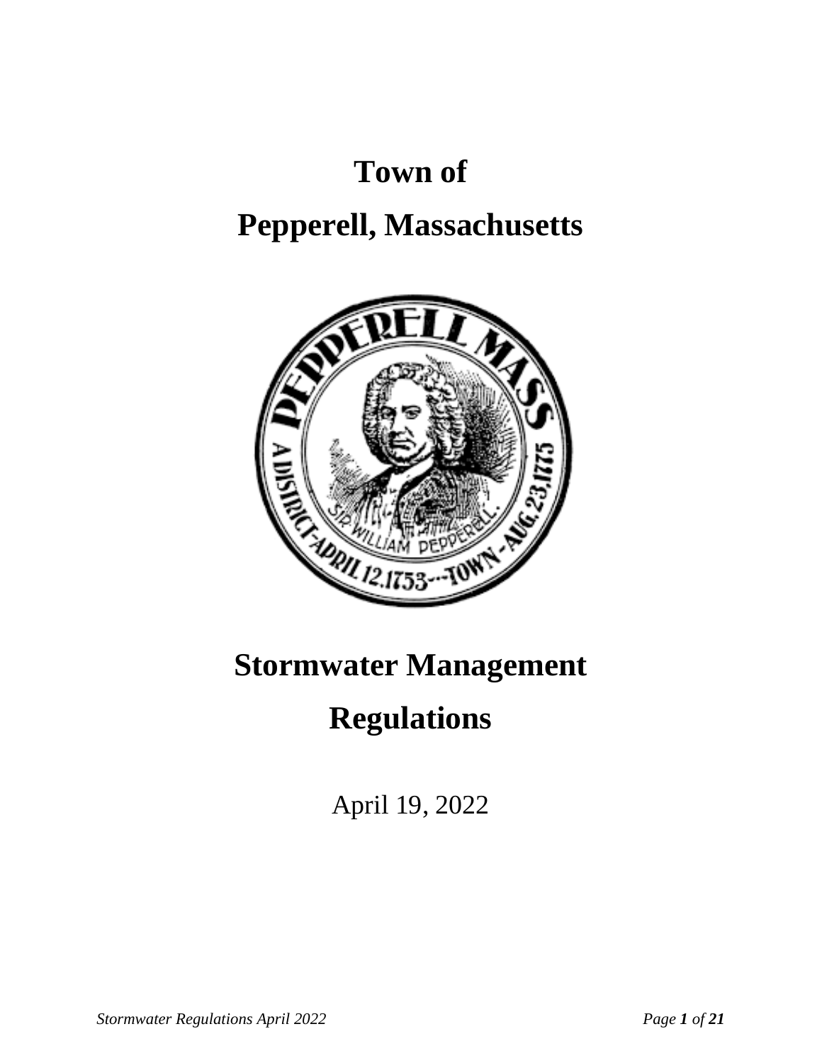# Town of

# Pepperell, Massachusetts

# Stormwater Management Regulations

April 19, 2022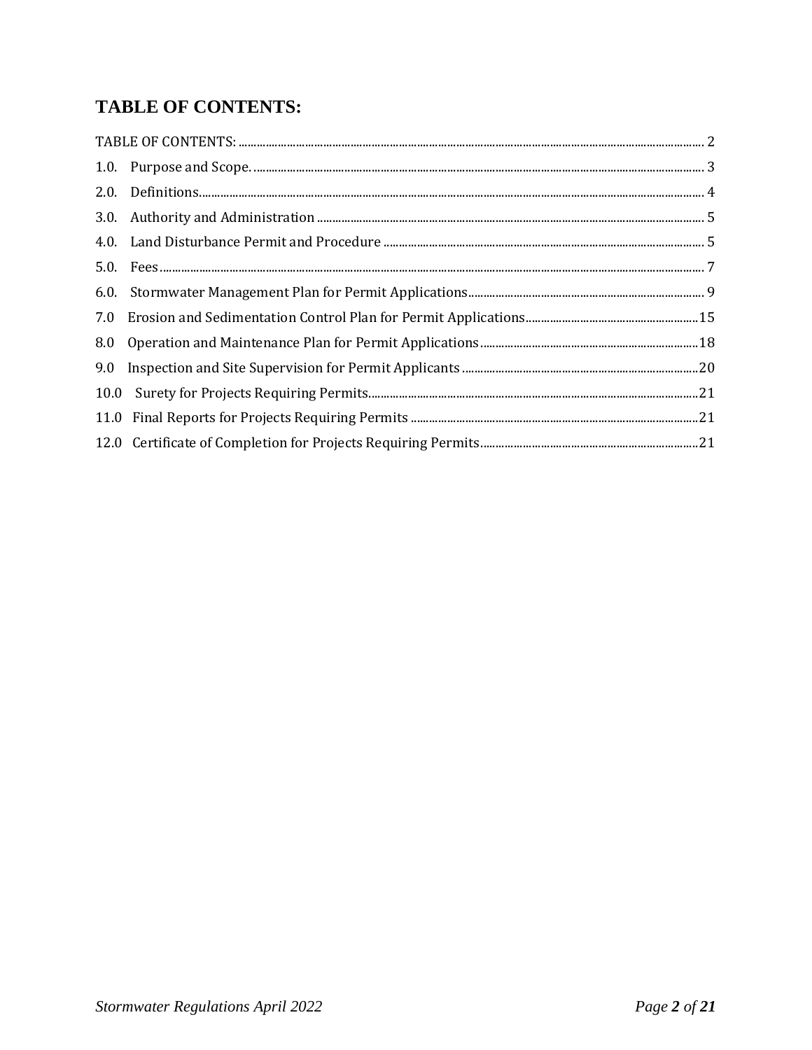# TABLE OF CONTENTS:

TABLE OF CONTENTS: ........................................................................................................ 2

1.0. Purpose and Scope. ........................................................................................................ 3

2.0. Definitions........................................................................................................ 4

3.0. Authority and Administration ........................................................................................................ 5

4.0. Land Disturbance Permit and Procedure ........................................................................................................ 5

5.0. Fees........................................................................................................ 7

6.0. Stormwater Management Plan for Permit Applications........................................................................................................ 9

7.0 Erosion and Sedimentation Control Plan for Permit Applications........................................................................................................15

8.0 Operation and Maintenance Plan for Permit Applications........................................................................................................18

9.0 Inspection and Site Supervision for Permit Applicants ........................................................................................................20

10.0 Surety for Projects Requiring Permits........................................................................................................21

11.0 Final Reports for Projects Requiring Permits ........................................................................................................21

12.0 Certificate of Completion for Projects Requiring Permits........................................................................................................21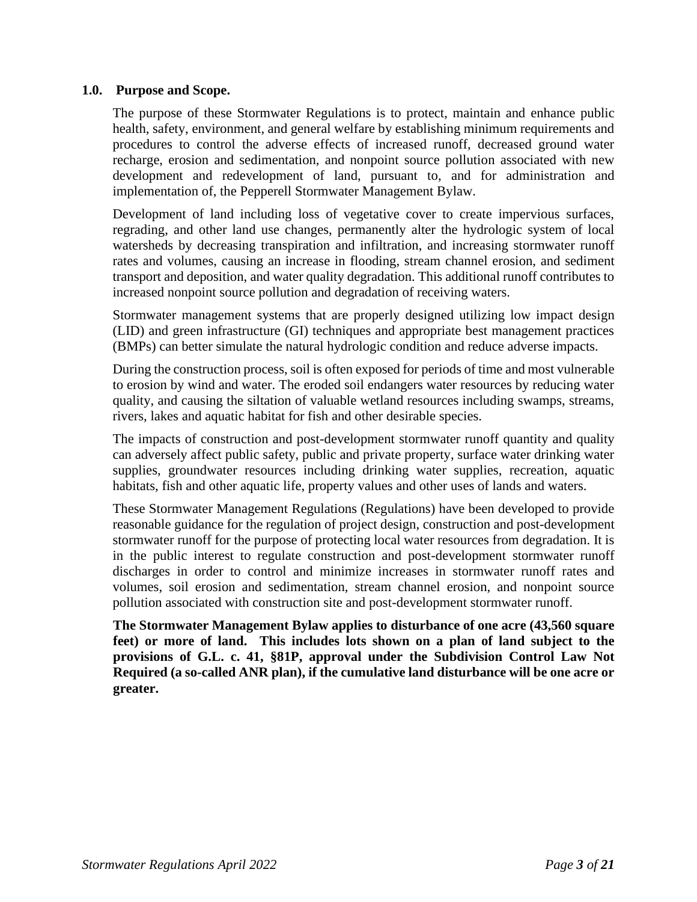## 1.0. Purpose and Scope.

The purpose of these Stormwater Regulations is to protect, maintain and enhance public health, safety, environment, and general welfare by establishing minimum requirements and procedures to control the adverse effects of increased runoff, decreased ground water recharge, erosion and sedimentation, and nonpoint source pollution associated with new development and redevelopment of land, pursuant to, and for administration and implementation of, the Pepperell Stormwater Management Bylaw.

Development of land including loss of vegetative cover to create impervious surfaces, regrading, and other land use changes, permanently alter the hydrologic system of local watersheds by decreasing transpiration and infiltration, and increasing stormwater runoff rates and volumes, causing an increase in flooding, stream channel erosion, and sediment transport and deposition, and water quality degradation. This additional runoff contributes to increased nonpoint source pollution and degradation of receiving waters.

Stormwater management systems that are properly designed utilizing low impact design (LID) and green infrastructure (GI) techniques and appropriate best management practices (BMPs) can better simulate the natural hydrologic condition and reduce adverse impacts.

During the construction process, soil is often exposed for periods of time and most vulnerable to erosion by wind and water. The eroded soil endangers water resources by reducing water quality, and causing the siltation of valuable wetland resources including swamps, streams, rivers, lakes and aquatic habitat for fish and other desirable species.

The impacts of construction and post-development stormwater runoff quantity and quality can adversely affect public safety, public and private property, surface water drinking water supplies, groundwater resources including drinking water supplies, recreation, aquatic habitats, fish and other aquatic life, property values and other uses of lands and waters.

These Stormwater Management Regulations (Regulations) have been developed to provide reasonable guidance for the regulation of project design, construction and post-development stormwater runoff for the purpose of protecting local water resources from degradation. It is in the public interest to regulate construction and post-development stormwater runoff discharges in order to control and minimize increases in stormwater runoff rates and volumes, soil erosion and sedimentation, stream channel erosion, and nonpoint source pollution associated with construction site and post-development stormwater runoff.

**The Stormwater Management Bylaw applies to disturbance of one acre (43,560 square feet) or more of land. This includes lots shown on a plan of land subject to the provisions of G.L. c. 41, §81P, approval under the Subdivision Control Law Not Required (a so-called ANR plan), if the cumulative land disturbance will be one acre or greater.**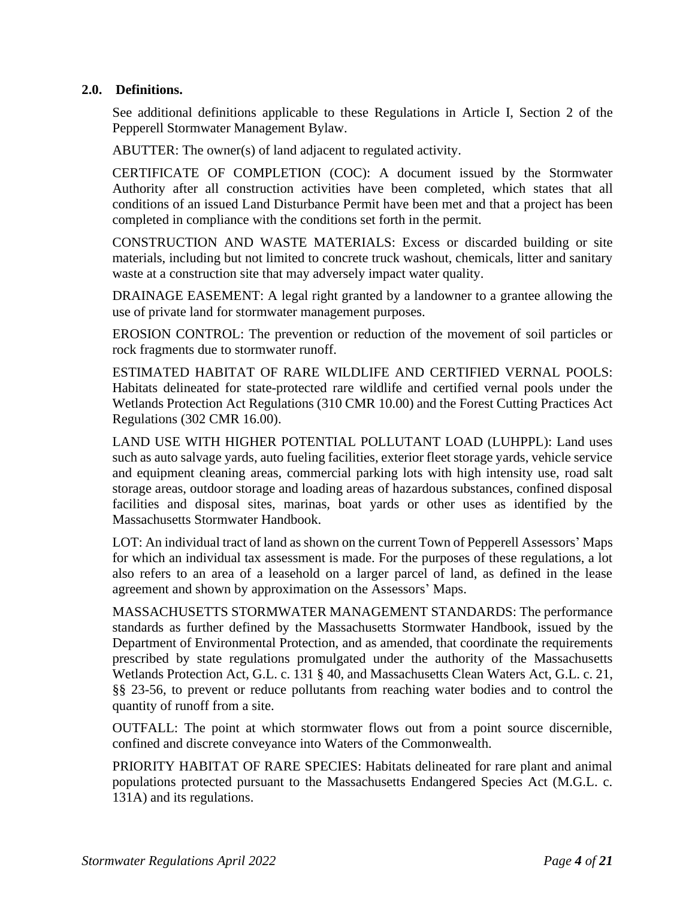## 2.0. Definitions.

See additional definitions applicable to these Regulations in Article I, Section 2 of the Pepperell Stormwater Management Bylaw.

ABUTTER: The owner(s) of land adjacent to regulated activity.

CERTIFICATE OF COMPLETION (COC): A document issued by the Stormwater Authority after all construction activities have been completed, which states that all conditions of an issued Land Disturbance Permit have been met and that a project has been completed in compliance with the conditions set forth in the permit.

CONSTRUCTION AND WASTE MATERIALS: Excess or discarded building or site materials, including but not limited to concrete truck washout, chemicals, litter and sanitary waste at a construction site that may adversely impact water quality.

DRAINAGE EASEMENT: A legal right granted by a landowner to a grantee allowing the use of private land for stormwater management purposes.

EROSION CONTROL: The prevention or reduction of the movement of soil particles or rock fragments due to stormwater runoff.

ESTIMATED HABITAT OF RARE WILDLIFE AND CERTIFIED VERNAL POOLS: Habitats delineated for state-protected rare wildlife and certified vernal pools under the Wetlands Protection Act Regulations (310 CMR 10.00) and the Forest Cutting Practices Act Regulations (302 CMR 16.00).

LAND USE WITH HIGHER POTENTIAL POLLUTANT LOAD (LUHPPL): Land uses such as auto salvage yards, auto fueling facilities, exterior fleet storage yards, vehicle service and equipment cleaning areas, commercial parking lots with high intensity use, road salt storage areas, outdoor storage and loading areas of hazardous substances, confined disposal facilities and disposal sites, marinas, boat yards or other uses as identified by the Massachusetts Stormwater Handbook.

LOT: An individual tract of land as shown on the current Town of Pepperell Assessors' Maps for which an individual tax assessment is made. For the purposes of these regulations, a lot also refers to an area of a leasehold on a larger parcel of land, as defined in the lease agreement and shown by approximation on the Assessors' Maps.

MASSACHUSETTS STORMWATER MANAGEMENT STANDARDS: The performance standards as further defined by the Massachusetts Stormwater Handbook, issued by the Department of Environmental Protection, and as amended, that coordinate the requirements prescribed by state regulations promulgated under the authority of the Massachusetts Wetlands Protection Act, G.L. c. 131 § 40, and Massachusetts Clean Waters Act, G.L. c. 21, §§ 23-56, to prevent or reduce pollutants from reaching water bodies and to control the quantity of runoff from a site.

OUTFALL: The point at which stormwater flows out from a point source discernible, confined and discrete conveyance into Waters of the Commonwealth.

PRIORITY HABITAT OF RARE SPECIES: Habitats delineated for rare plant and animal populations protected pursuant to the Massachusetts Endangered Species Act (M.G.L. c. 131A) and its regulations.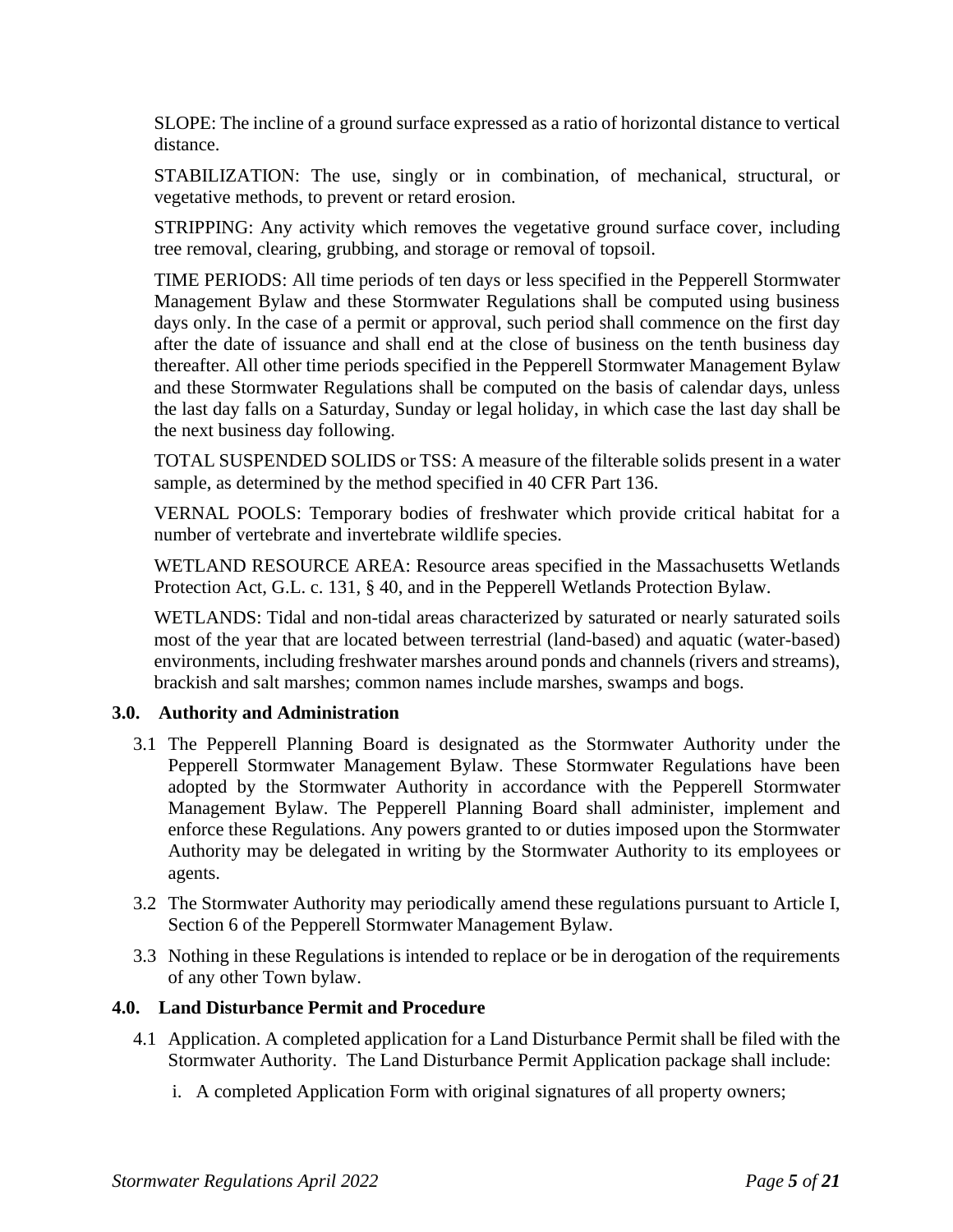SLOPE: The incline of a ground surface expressed as a ratio of horizontal distance to vertical distance.

STABILIZATION: The use, singly or in combination, of mechanical, structural, or vegetative methods, to prevent or retard erosion.

STRIPPING: Any activity which removes the vegetative ground surface cover, including tree removal, clearing, grubbing, and storage or removal of topsoil.

TIME PERIODS: All time periods of ten days or less specified in the Pepperell Stormwater Management Bylaw and these Stormwater Regulations shall be computed using business days only. In the case of a permit or approval, such period shall commence on the first day after the date of issuance and shall end at the close of business on the tenth business day thereafter. All other time periods specified in the Pepperell Stormwater Management Bylaw and these Stormwater Regulations shall be computed on the basis of calendar days, unless the last day falls on a Saturday, Sunday or legal holiday, in which case the last day shall be the next business day following.

TOTAL SUSPENDED SOLIDS or TSS: A measure of the filterable solids present in a water sample, as determined by the method specified in 40 CFR Part 136.

VERNAL POOLS: Temporary bodies of freshwater which provide critical habitat for a number of vertebrate and invertebrate wildlife species.

WETLAND RESOURCE AREA: Resource areas specified in the Massachusetts Wetlands Protection Act, G.L. c. 131, § 40, and in the Pepperell Wetlands Protection Bylaw.

WETLANDS: Tidal and non-tidal areas characterized by saturated or nearly saturated soils most of the year that are located between terrestrial (land-based) and aquatic (water-based) environments, including freshwater marshes around ponds and channels (rivers and streams), brackish and salt marshes; common names include marshes, swamps and bogs.

## 3.0. Authority and Administration

3.1 The Pepperell Planning Board is designated as the Stormwater Authority under the Pepperell Stormwater Management Bylaw. These Stormwater Regulations have been adopted by the Stormwater Authority in accordance with the Pepperell Stormwater Management Bylaw. The Pepperell Planning Board shall administer, implement and enforce these Regulations. Any powers granted to or duties imposed upon the Stormwater Authority may be delegated in writing by the Stormwater Authority to its employees or agents.

3.2 The Stormwater Authority may periodically amend these regulations pursuant to Article I, Section 6 of the Pepperell Stormwater Management Bylaw.

3.3 Nothing in these Regulations is intended to replace or be in derogation of the requirements of any other Town bylaw.

## 4.0. Land Disturbance Permit and Procedure

4.1 Application. A completed application for a Land Disturbance Permit shall be filed with the Stormwater Authority. The Land Disturbance Permit Application package shall include:

i. A completed Application Form with original signatures of all property owners;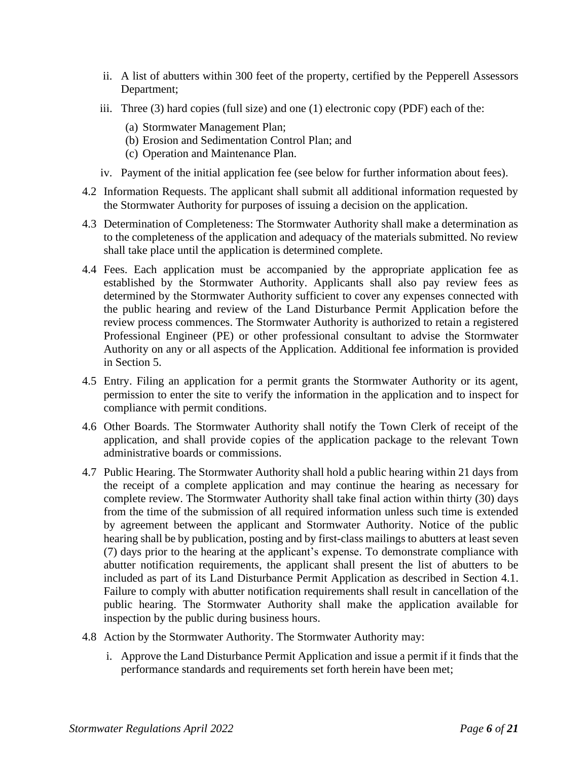ii. A list of abutters within 300 feet of the property, certified by the Pepperell Assessors Department;

iii. Three (3) hard copies (full size) and one (1) electronic copy (PDF) each of the:

(a) Stormwater Management Plan;
(b) Erosion and Sedimentation Control Plan; and
(c) Operation and Maintenance Plan.

iv. Payment of the initial application fee (see below for further information about fees).

4.2 Information Requests. The applicant shall submit all additional information requested by the Stormwater Authority for purposes of issuing a decision on the application.

4.3 Determination of Completeness: The Stormwater Authority shall make a determination as to the completeness of the application and adequacy of the materials submitted. No review shall take place until the application is determined complete.

4.4 Fees. Each application must be accompanied by the appropriate application fee as established by the Stormwater Authority. Applicants shall also pay review fees as determined by the Stormwater Authority sufficient to cover any expenses connected with the public hearing and review of the Land Disturbance Permit Application before the review process commences. The Stormwater Authority is authorized to retain a registered Professional Engineer (PE) or other professional consultant to advise the Stormwater Authority on any or all aspects of the Application. Additional fee information is provided in Section 5.

4.5 Entry. Filing an application for a permit grants the Stormwater Authority or its agent, permission to enter the site to verify the information in the application and to inspect for compliance with permit conditions.

4.6 Other Boards. The Stormwater Authority shall notify the Town Clerk of receipt of the application, and shall provide copies of the application package to the relevant Town administrative boards or commissions.

4.7 Public Hearing. The Stormwater Authority shall hold a public hearing within 21 days from the receipt of a complete application and may continue the hearing as necessary for complete review. The Stormwater Authority shall take final action within thirty (30) days from the time of the submission of all required information unless such time is extended by agreement between the applicant and Stormwater Authority. Notice of the public hearing shall be by publication, posting and by first-class mailings to abutters at least seven (7) days prior to the hearing at the applicant's expense. To demonstrate compliance with abutter notification requirements, the applicant shall present the list of abutters to be included as part of its Land Disturbance Permit Application as described in Section 4.1. Failure to comply with abutter notification requirements shall result in cancellation of the public hearing. The Stormwater Authority shall make the application available for inspection by the public during business hours.

4.8 Action by the Stormwater Authority. The Stormwater Authority may:

i. Approve the Land Disturbance Permit Application and issue a permit if it finds that the performance standards and requirements set forth herein have been met;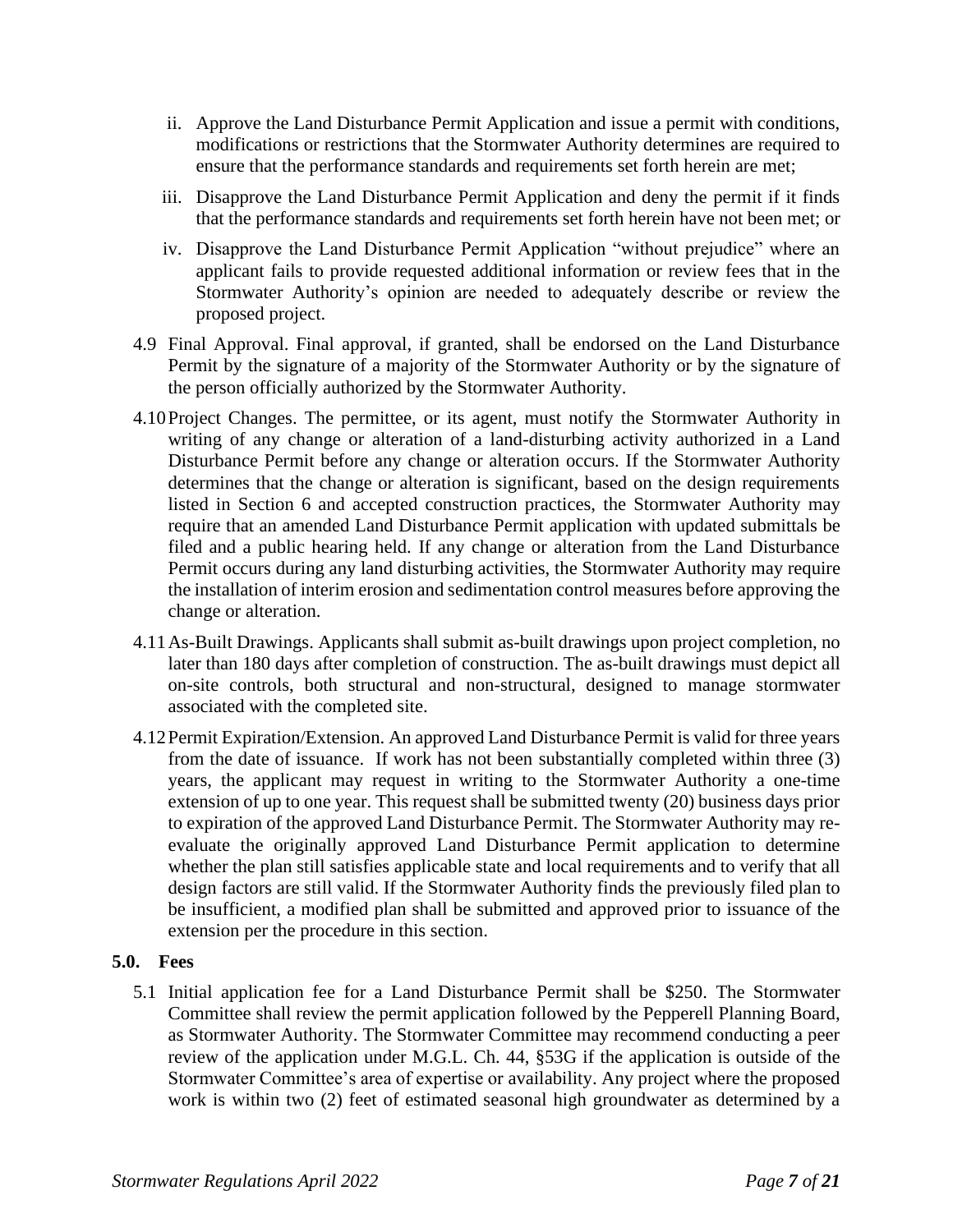ii. Approve the Land Disturbance Permit Application and issue a permit with conditions, modifications or restrictions that the Stormwater Authority determines are required to ensure that the performance standards and requirements set forth herein are met;

iii. Disapprove the Land Disturbance Permit Application and deny the permit if it finds that the performance standards and requirements set forth herein have not been met; or

iv. Disapprove the Land Disturbance Permit Application "without prejudice" where an applicant fails to provide requested additional information or review fees that in the Stormwater Authority's opinion are needed to adequately describe or review the proposed project.

4.9 Final Approval. Final approval, if granted, shall be endorsed on the Land Disturbance Permit by the signature of a majority of the Stormwater Authority or by the signature of the person officially authorized by the Stormwater Authority.

4.10 Project Changes. The permittee, or its agent, must notify the Stormwater Authority in writing of any change or alteration of a land-disturbing activity authorized in a Land Disturbance Permit before any change or alteration occurs. If the Stormwater Authority determines that the change or alteration is significant, based on the design requirements listed in Section 6 and accepted construction practices, the Stormwater Authority may require that an amended Land Disturbance Permit application with updated submittals be filed and a public hearing held. If any change or alteration from the Land Disturbance Permit occurs during any land disturbing activities, the Stormwater Authority may require the installation of interim erosion and sedimentation control measures before approving the change or alteration.

4.11 As-Built Drawings. Applicants shall submit as-built drawings upon project completion, no later than 180 days after completion of construction. The as-built drawings must depict all on-site controls, both structural and non-structural, designed to manage stormwater associated with the completed site.

4.12 Permit Expiration/Extension. An approved Land Disturbance Permit is valid for three years from the date of issuance. If work has not been substantially completed within three (3) years, the applicant may request in writing to the Stormwater Authority a one-time extension of up to one year. This request shall be submitted twenty (20) business days prior to expiration of the approved Land Disturbance Permit. The Stormwater Authority may re-evaluate the originally approved Land Disturbance Permit application to determine whether the plan still satisfies applicable state and local requirements and to verify that all design factors are still valid. If the Stormwater Authority finds the previously filed plan to be insufficient, a modified plan shall be submitted and approved prior to issuance of the extension per the procedure in this section.

## 5.0. Fees

5.1 Initial application fee for a Land Disturbance Permit shall be $250. The Stormwater Committee shall review the permit application followed by the Pepperell Planning Board, as Stormwater Authority. The Stormwater Committee may recommend conducting a peer review of the application under M.G.L. Ch. 44, §53G if the application is outside of the Stormwater Committee's area of expertise or availability. Any project where the proposed work is within two (2) feet of estimated seasonal high groundwater as determined by a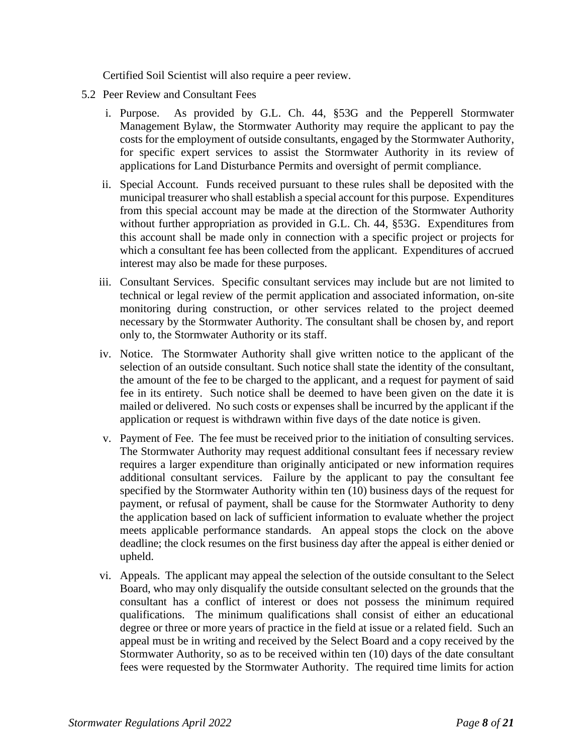Certified Soil Scientist will also require a peer review.

5.2 Peer Review and Consultant Fees

i. Purpose. As provided by G.L. Ch. 44, §53G and the Pepperell Stormwater Management Bylaw, the Stormwater Authority may require the applicant to pay the costs for the employment of outside consultants, engaged by the Stormwater Authority, for specific expert services to assist the Stormwater Authority in its review of applications for Land Disturbance Permits and oversight of permit compliance.

ii. Special Account. Funds received pursuant to these rules shall be deposited with the municipal treasurer who shall establish a special account for this purpose. Expenditures from this special account may be made at the direction of the Stormwater Authority without further appropriation as provided in G.L. Ch. 44, §53G. Expenditures from this account shall be made only in connection with a specific project or projects for which a consultant fee has been collected from the applicant. Expenditures of accrued interest may also be made for these purposes.

iii. Consultant Services. Specific consultant services may include but are not limited to technical or legal review of the permit application and associated information, on-site monitoring during construction, or other services related to the project deemed necessary by the Stormwater Authority. The consultant shall be chosen by, and report only to, the Stormwater Authority or its staff.

iv. Notice. The Stormwater Authority shall give written notice to the applicant of the selection of an outside consultant. Such notice shall state the identity of the consultant, the amount of the fee to be charged to the applicant, and a request for payment of said fee in its entirety. Such notice shall be deemed to have been given on the date it is mailed or delivered. No such costs or expenses shall be incurred by the applicant if the application or request is withdrawn within five days of the date notice is given.

v. Payment of Fee. The fee must be received prior to the initiation of consulting services. The Stormwater Authority may request additional consultant fees if necessary review requires a larger expenditure than originally anticipated or new information requires additional consultant services. Failure by the applicant to pay the consultant fee specified by the Stormwater Authority within ten (10) business days of the request for payment, or refusal of payment, shall be cause for the Stormwater Authority to deny the application based on lack of sufficient information to evaluate whether the project meets applicable performance standards. An appeal stops the clock on the above deadline; the clock resumes on the first business day after the appeal is either denied or upheld.

vi. Appeals. The applicant may appeal the selection of the outside consultant to the Select Board, who may only disqualify the outside consultant selected on the grounds that the consultant has a conflict of interest or does not possess the minimum required qualifications. The minimum qualifications shall consist of either an educational degree or three or more years of practice in the field at issue or a related field. Such an appeal must be in writing and received by the Select Board and a copy received by the Stormwater Authority, so as to be received within ten (10) days of the date consultant fees were requested by the Stormwater Authority. The required time limits for action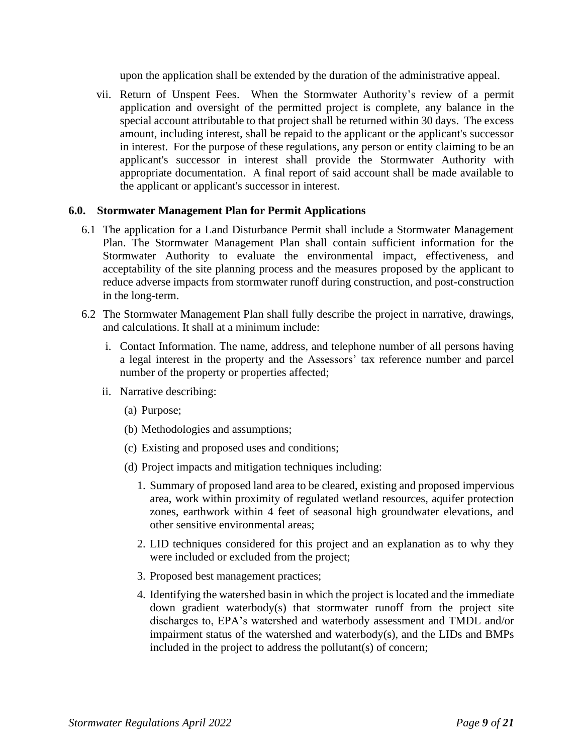upon the application shall be extended by the duration of the administrative appeal.

vii. Return of Unspent Fees. When the Stormwater Authority's review of a permit application and oversight of the permitted project is complete, any balance in the special account attributable to that project shall be returned within 30 days. The excess amount, including interest, shall be repaid to the applicant or the applicant's successor in interest. For the purpose of these regulations, any person or entity claiming to be an applicant's successor in interest shall provide the Stormwater Authority with appropriate documentation. A final report of said account shall be made available to the applicant or applicant's successor in interest.

**6.0. Stormwater Management Plan for Permit Applications**

6.1 The application for a Land Disturbance Permit shall include a Stormwater Management Plan. The Stormwater Management Plan shall contain sufficient information for the Stormwater Authority to evaluate the environmental impact, effectiveness, and acceptability of the site planning process and the measures proposed by the applicant to reduce adverse impacts from stormwater runoff during construction, and post-construction in the long-term.

6.2 The Stormwater Management Plan shall fully describe the project in narrative, drawings, and calculations. It shall at a minimum include:

i. Contact Information. The name, address, and telephone number of all persons having a legal interest in the property and the Assessors' tax reference number and parcel number of the property or properties affected;

ii. Narrative describing:

(a) Purpose;

(b) Methodologies and assumptions;

(c) Existing and proposed uses and conditions;

(d) Project impacts and mitigation techniques including:

1. Summary of proposed land area to be cleared, existing and proposed impervious area, work within proximity of regulated wetland resources, aquifer protection zones, earthwork within 4 feet of seasonal high groundwater elevations, and other sensitive environmental areas;

2. LID techniques considered for this project and an explanation as to why they were included or excluded from the project;

3. Proposed best management practices;

4. Identifying the watershed basin in which the project is located and the immediate down gradient waterbody(s) that stormwater runoff from the project site discharges to, EPA's watershed and waterbody assessment and TMDL and/or impairment status of the watershed and waterbody(s), and the LIDs and BMPs included in the project to address the pollutant(s) of concern;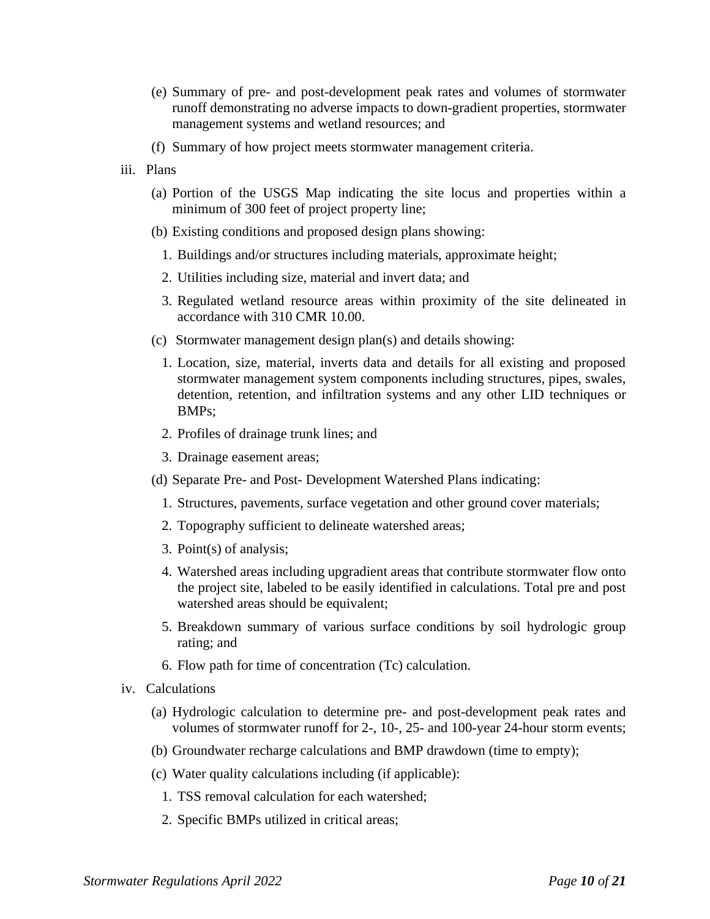(e) Summary of pre- and post-development peak rates and volumes of stormwater runoff demonstrating no adverse impacts to down-gradient properties, stormwater management systems and wetland resources; and

(f) Summary of how project meets stormwater management criteria.

iii. Plans

(a) Portion of the USGS Map indicating the site locus and properties within a minimum of 300 feet of project property line;

(b) Existing conditions and proposed design plans showing:

1. Buildings and/or structures including materials, approximate height;
2. Utilities including size, material and invert data; and
3. Regulated wetland resource areas within proximity of the site delineated in accordance with 310 CMR 10.00.

(c) Stormwater management design plan(s) and details showing:

1. Location, size, material, inverts data and details for all existing and proposed stormwater management system components including structures, pipes, swales, detention, retention, and infiltration systems and any other LID techniques or BMPs;
2. Profiles of drainage trunk lines; and
3. Drainage easement areas;

(d) Separate Pre- and Post- Development Watershed Plans indicating:

1. Structures, pavements, surface vegetation and other ground cover materials;
2. Topography sufficient to delineate watershed areas;
3. Point(s) of analysis;
4. Watershed areas including upgradient areas that contribute stormwater flow onto the project site, labeled to be easily identified in calculations. Total pre and post watershed areas should be equivalent;
5. Breakdown summary of various surface conditions by soil hydrologic group rating; and
6. Flow path for time of concentration (Tc) calculation.

iv. Calculations

(a) Hydrologic calculation to determine pre- and post-development peak rates and volumes of stormwater runoff for 2-, 10-, 25- and 100-year 24-hour storm events;

(b) Groundwater recharge calculations and BMP drawdown (time to empty);

(c) Water quality calculations including (if applicable):

1. TSS removal calculation for each watershed;
2. Specific BMPs utilized in critical areas;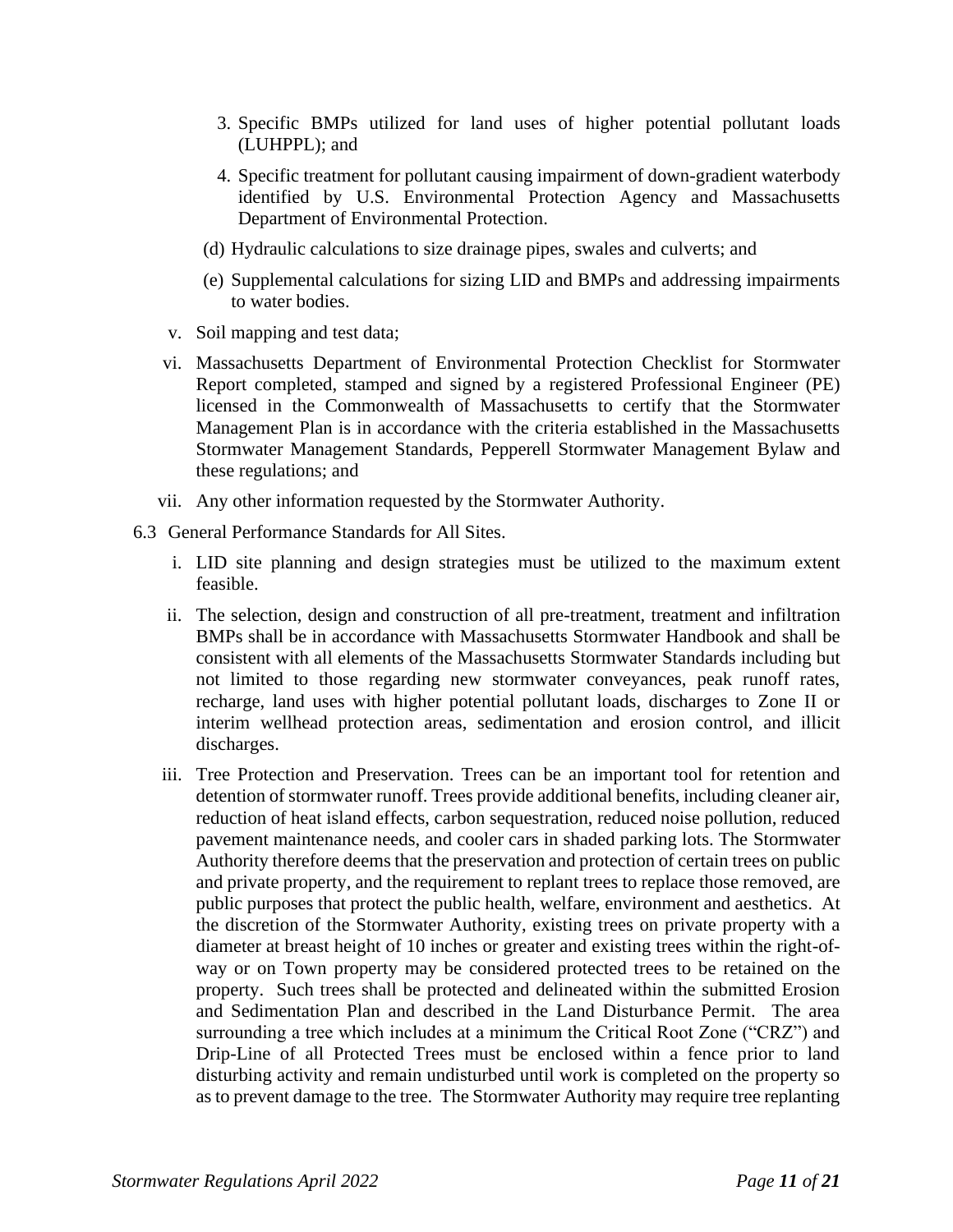3. Specific BMPs utilized for land uses of higher potential pollutant loads (LUHPPL); and

4. Specific treatment for pollutant causing impairment of down-gradient waterbody identified by U.S. Environmental Protection Agency and Massachusetts Department of Environmental Protection.

(d) Hydraulic calculations to size drainage pipes, swales and culverts; and

(e) Supplemental calculations for sizing LID and BMPs and addressing impairments to water bodies.

v. Soil mapping and test data;

vi. Massachusetts Department of Environmental Protection Checklist for Stormwater Report completed, stamped and signed by a registered Professional Engineer (PE) licensed in the Commonwealth of Massachusetts to certify that the Stormwater Management Plan is in accordance with the criteria established in the Massachusetts Stormwater Management Standards, Pepperell Stormwater Management Bylaw and these regulations; and

vii. Any other information requested by the Stormwater Authority.

6.3 General Performance Standards for All Sites.

i. LID site planning and design strategies must be utilized to the maximum extent feasible.

ii. The selection, design and construction of all pre-treatment, treatment and infiltration BMPs shall be in accordance with Massachusetts Stormwater Handbook and shall be consistent with all elements of the Massachusetts Stormwater Standards including but not limited to those regarding new stormwater conveyances, peak runoff rates, recharge, land uses with higher potential pollutant loads, discharges to Zone II or interim wellhead protection areas, sedimentation and erosion control, and illicit discharges.

iii. Tree Protection and Preservation. Trees can be an important tool for retention and detention of stormwater runoff. Trees provide additional benefits, including cleaner air, reduction of heat island effects, carbon sequestration, reduced noise pollution, reduced pavement maintenance needs, and cooler cars in shaded parking lots. The Stormwater Authority therefore deems that the preservation and protection of certain trees on public and private property, and the requirement to replant trees to replace those removed, are public purposes that protect the public health, welfare, environment and aesthetics. At the discretion of the Stormwater Authority, existing trees on private property with a diameter at breast height of 10 inches or greater and existing trees within the right-of-way or on Town property may be considered protected trees to be retained on the property. Such trees shall be protected and delineated within the submitted Erosion and Sedimentation Plan and described in the Land Disturbance Permit. The area surrounding a tree which includes at a minimum the Critical Root Zone ("CRZ") and Drip-Line of all Protected Trees must be enclosed within a fence prior to land disturbing activity and remain undisturbed until work is completed on the property so as to prevent damage to the tree. The Stormwater Authority may require tree replanting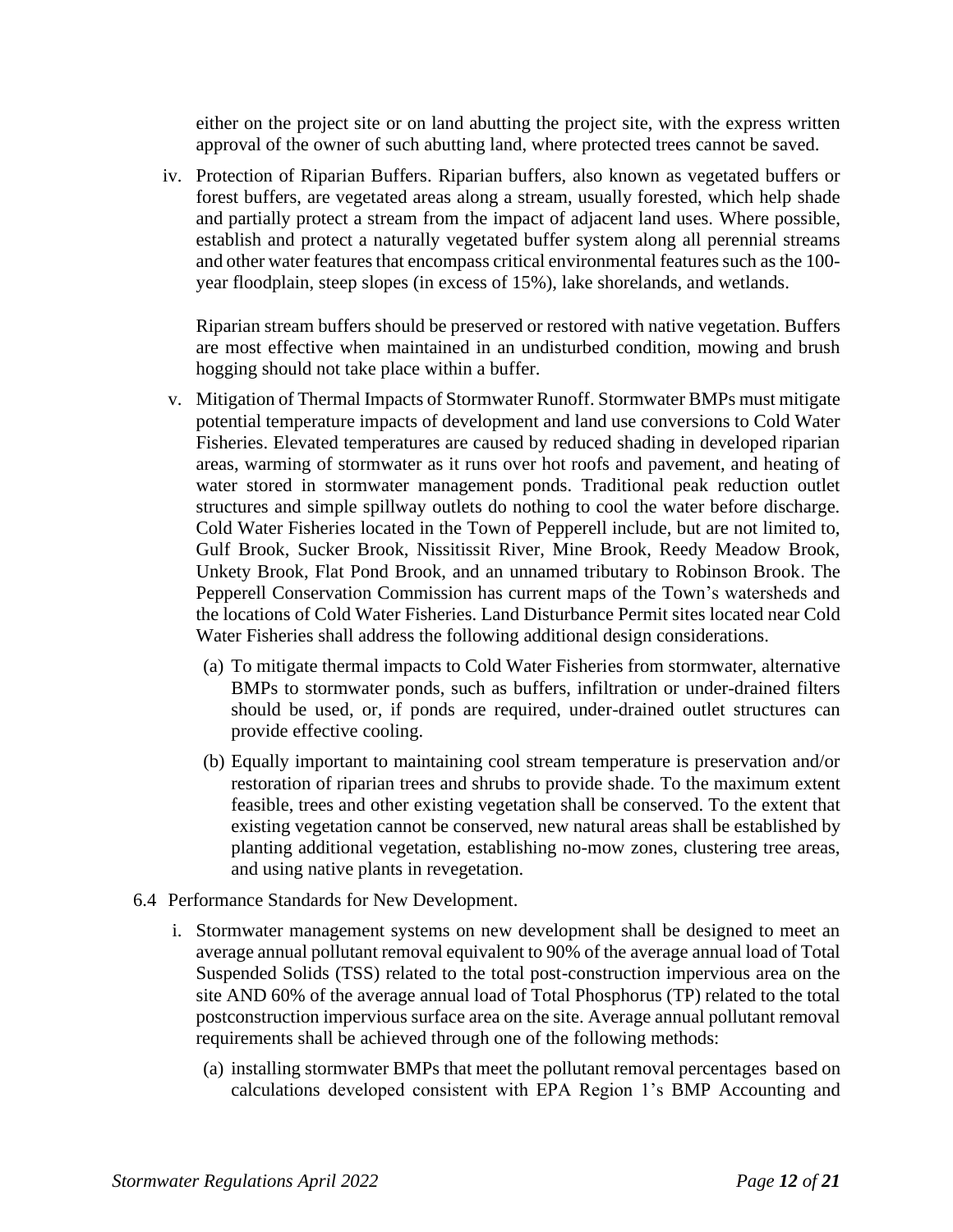either on the project site or on land abutting the project site, with the express written approval of the owner of such abutting land, where protected trees cannot be saved.

iv. Protection of Riparian Buffers. Riparian buffers, also known as vegetated buffers or forest buffers, are vegetated areas along a stream, usually forested, which help shade and partially protect a stream from the impact of adjacent land uses. Where possible, establish and protect a naturally vegetated buffer system along all perennial streams and other water features that encompass critical environmental features such as the 100-year floodplain, steep slopes (in excess of 15%), lake shorelands, and wetlands.

   Riparian stream buffers should be preserved or restored with native vegetation. Buffers are most effective when maintained in an undisturbed condition, mowing and brush hogging should not take place within a buffer.

v. Mitigation of Thermal Impacts of Stormwater Runoff. Stormwater BMPs must mitigate potential temperature impacts of development and land use conversions to Cold Water Fisheries. Elevated temperatures are caused by reduced shading in developed riparian areas, warming of stormwater as it runs over hot roofs and pavement, and heating of water stored in stormwater management ponds. Traditional peak reduction outlet structures and simple spillway outlets do nothing to cool the water before discharge. Cold Water Fisheries located in the Town of Pepperell include, but are not limited to, Gulf Brook, Sucker Brook, Nissitissit River, Mine Brook, Reedy Meadow Brook, Unkety Brook, Flat Pond Brook, and an unnamed tributary to Robinson Brook. The Pepperell Conservation Commission has current maps of the Town's watersheds and the locations of Cold Water Fisheries. Land Disturbance Permit sites located near Cold Water Fisheries shall address the following additional design considerations.

   (a) To mitigate thermal impacts to Cold Water Fisheries from stormwater, alternative BMPs to stormwater ponds, such as buffers, infiltration or under-drained filters should be used, or, if ponds are required, under-drained outlet structures can provide effective cooling.

   (b) Equally important to maintaining cool stream temperature is preservation and/or restoration of riparian trees and shrubs to provide shade. To the maximum extent feasible, trees and other existing vegetation shall be conserved. To the extent that existing vegetation cannot be conserved, new natural areas shall be established by planting additional vegetation, establishing no-mow zones, clustering tree areas, and using native plants in revegetation.

6.4 Performance Standards for New Development.

i. Stormwater management systems on new development shall be designed to meet an average annual pollutant removal equivalent to 90% of the average annual load of Total Suspended Solids (TSS) related to the total post-construction impervious area on the site AND 60% of the average annual load of Total Phosphorus (TP) related to the total postconstruction impervious surface area on the site. Average annual pollutant removal requirements shall be achieved through one of the following methods:

   (a) installing stormwater BMPs that meet the pollutant removal percentages based on calculations developed consistent with EPA Region 1's BMP Accounting and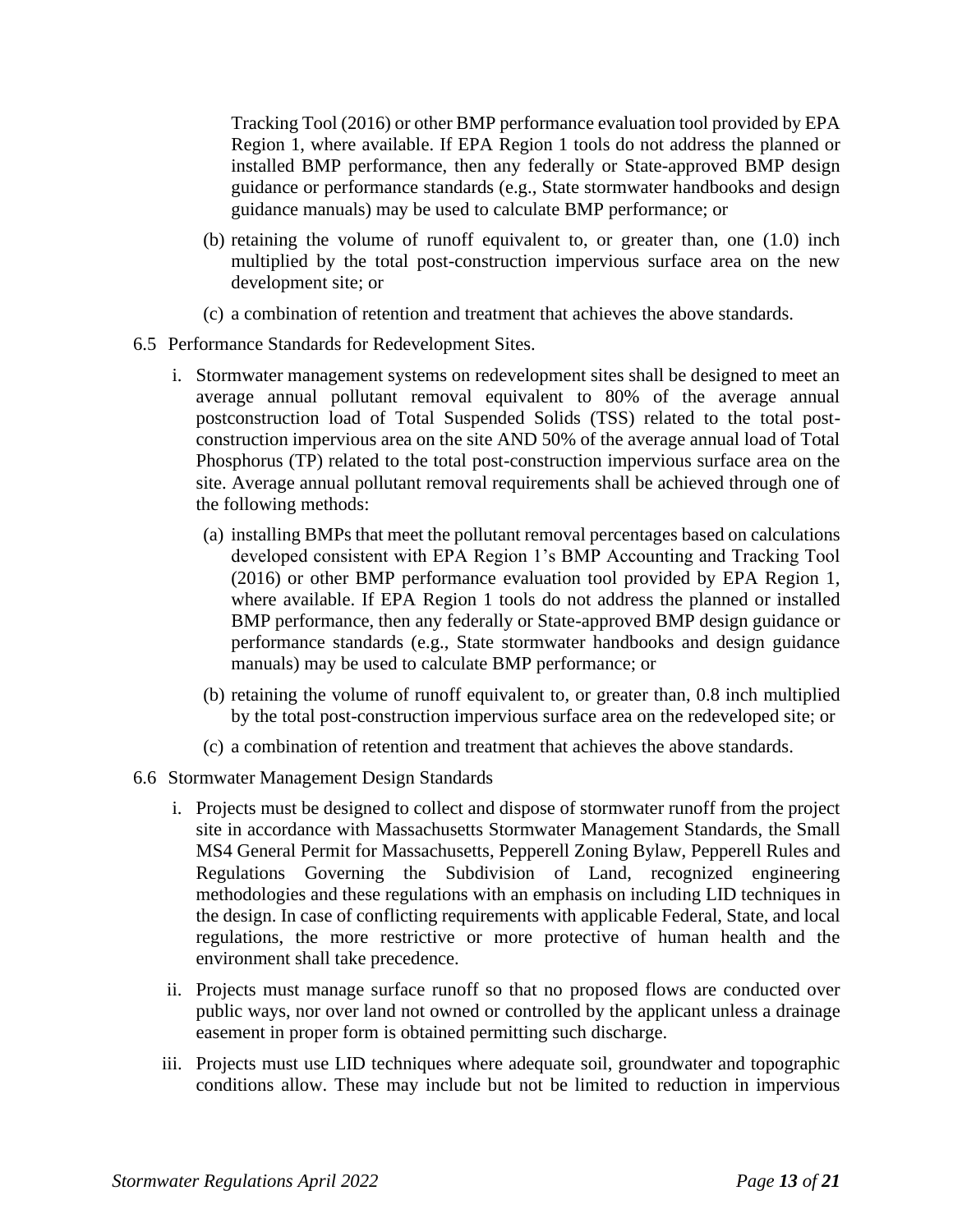Tracking Tool (2016) or other BMP performance evaluation tool provided by EPA Region 1, where available. If EPA Region 1 tools do not address the planned or installed BMP performance, then any federally or State-approved BMP design guidance or performance standards (e.g., State stormwater handbooks and design guidance manuals) may be used to calculate BMP performance; or

(b) retaining the volume of runoff equivalent to, or greater than, one (1.0) inch multiplied by the total post-construction impervious surface area on the new development site; or

(c) a combination of retention and treatment that achieves the above standards.

6.5 Performance Standards for Redevelopment Sites.

i. Stormwater management systems on redevelopment sites shall be designed to meet an average annual pollutant removal equivalent to 80% of the average annual postconstruction load of Total Suspended Solids (TSS) related to the total post-construction impervious area on the site AND 50% of the average annual load of Total Phosphorus (TP) related to the total post-construction impervious surface area on the site. Average annual pollutant removal requirements shall be achieved through one of the following methods:

(a) installing BMPs that meet the pollutant removal percentages based on calculations developed consistent with EPA Region 1's BMP Accounting and Tracking Tool (2016) or other BMP performance evaluation tool provided by EPA Region 1, where available. If EPA Region 1 tools do not address the planned or installed BMP performance, then any federally or State-approved BMP design guidance or performance standards (e.g., State stormwater handbooks and design guidance manuals) may be used to calculate BMP performance; or

(b) retaining the volume of runoff equivalent to, or greater than, 0.8 inch multiplied by the total post-construction impervious surface area on the redeveloped site; or

(c) a combination of retention and treatment that achieves the above standards.

6.6 Stormwater Management Design Standards

i. Projects must be designed to collect and dispose of stormwater runoff from the project site in accordance with Massachusetts Stormwater Management Standards, the Small MS4 General Permit for Massachusetts, Pepperell Zoning Bylaw, Pepperell Rules and Regulations Governing the Subdivision of Land, recognized engineering methodologies and these regulations with an emphasis on including LID techniques in the design. In case of conflicting requirements with applicable Federal, State, and local regulations, the more restrictive or more protective of human health and the environment shall take precedence.

ii. Projects must manage surface runoff so that no proposed flows are conducted over public ways, nor over land not owned or controlled by the applicant unless a drainage easement in proper form is obtained permitting such discharge.

iii. Projects must use LID techniques where adequate soil, groundwater and topographic conditions allow. These may include but not be limited to reduction in impervious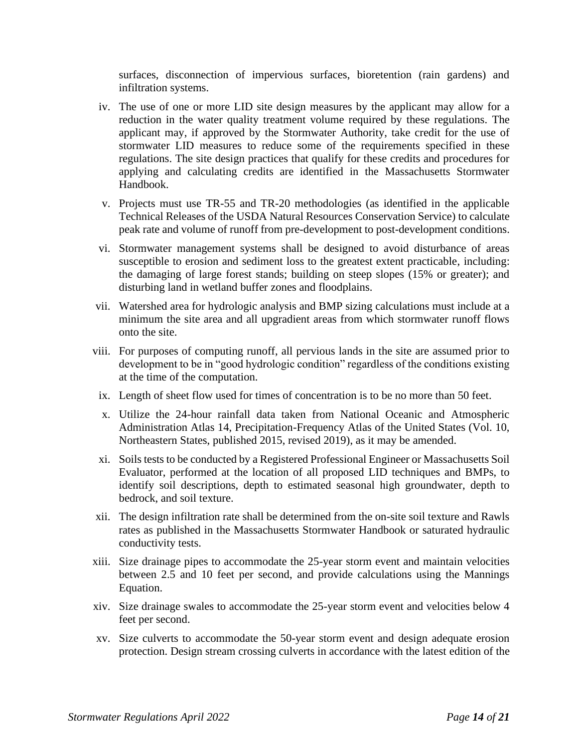surfaces, disconnection of impervious surfaces, bioretention (rain gardens) and infiltration systems.

iv. The use of one or more LID site design measures by the applicant may allow for a reduction in the water quality treatment volume required by these regulations. The applicant may, if approved by the Stormwater Authority, take credit for the use of stormwater LID measures to reduce some of the requirements specified in these regulations. The site design practices that qualify for these credits and procedures for applying and calculating credits are identified in the Massachusetts Stormwater Handbook.

v. Projects must use TR-55 and TR-20 methodologies (as identified in the applicable Technical Releases of the USDA Natural Resources Conservation Service) to calculate peak rate and volume of runoff from pre-development to post-development conditions.

vi. Stormwater management systems shall be designed to avoid disturbance of areas susceptible to erosion and sediment loss to the greatest extent practicable, including: the damaging of large forest stands; building on steep slopes (15% or greater); and disturbing land in wetland buffer zones and floodplains.

vii. Watershed area for hydrologic analysis and BMP sizing calculations must include at a minimum the site area and all upgradient areas from which stormwater runoff flows onto the site.

viii. For purposes of computing runoff, all pervious lands in the site are assumed prior to development to be in "good hydrologic condition" regardless of the conditions existing at the time of the computation.

ix. Length of sheet flow used for times of concentration is to be no more than 50 feet.

x. Utilize the 24-hour rainfall data taken from National Oceanic and Atmospheric Administration Atlas 14, Precipitation-Frequency Atlas of the United States (Vol. 10, Northeastern States, published 2015, revised 2019), as it may be amended.

xi. Soils tests to be conducted by a Registered Professional Engineer or Massachusetts Soil Evaluator, performed at the location of all proposed LID techniques and BMPs, to identify soil descriptions, depth to estimated seasonal high groundwater, depth to bedrock, and soil texture.

xii. The design infiltration rate shall be determined from the on-site soil texture and Rawls rates as published in the Massachusetts Stormwater Handbook or saturated hydraulic conductivity tests.

xiii. Size drainage pipes to accommodate the 25-year storm event and maintain velocities between 2.5 and 10 feet per second, and provide calculations using the Mannings Equation.

xiv. Size drainage swales to accommodate the 25-year storm event and velocities below 4 feet per second.

xv. Size culverts to accommodate the 50-year storm event and design adequate erosion protection. Design stream crossing culverts in accordance with the latest edition of the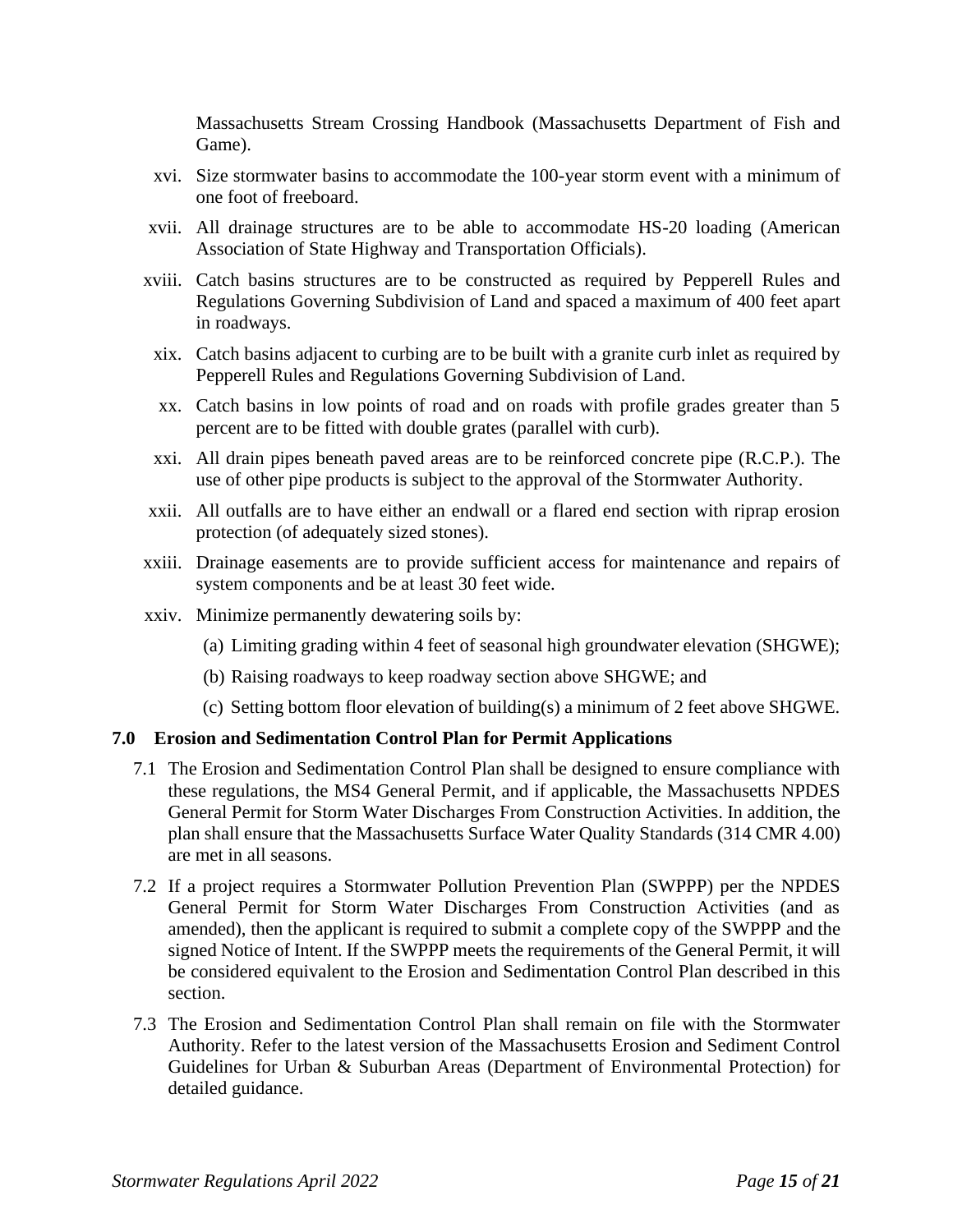Massachusetts Stream Crossing Handbook (Massachusetts Department of Fish and Game).

xvi. Size stormwater basins to accommodate the 100-year storm event with a minimum of one foot of freeboard.

xvii. All drainage structures are to be able to accommodate HS-20 loading (American Association of State Highway and Transportation Officials).

xviii. Catch basins structures are to be constructed as required by Pepperell Rules and Regulations Governing Subdivision of Land and spaced a maximum of 400 feet apart in roadways.

xix. Catch basins adjacent to curbing are to be built with a granite curb inlet as required by Pepperell Rules and Regulations Governing Subdivision of Land.

xx. Catch basins in low points of road and on roads with profile grades greater than 5 percent are to be fitted with double grates (parallel with curb).

xxi. All drain pipes beneath paved areas are to be reinforced concrete pipe (R.C.P.). The use of other pipe products is subject to the approval of the Stormwater Authority.

xxii. All outfalls are to have either an endwall or a flared end section with riprap erosion protection (of adequately sized stones).

xxiii. Drainage easements are to provide sufficient access for maintenance and repairs of system components and be at least 30 feet wide.

xxiv. Minimize permanently dewatering soils by:

(a) Limiting grading within 4 feet of seasonal high groundwater elevation (SHGWE);

(b) Raising roadways to keep roadway section above SHGWE; and

(c) Setting bottom floor elevation of building(s) a minimum of 2 feet above SHGWE.

## 7.0 Erosion and Sedimentation Control Plan for Permit Applications

7.1 The Erosion and Sedimentation Control Plan shall be designed to ensure compliance with these regulations, the MS4 General Permit, and if applicable, the Massachusetts NPDES General Permit for Storm Water Discharges From Construction Activities. In addition, the plan shall ensure that the Massachusetts Surface Water Quality Standards (314 CMR 4.00) are met in all seasons.

7.2 If a project requires a Stormwater Pollution Prevention Plan (SWPPP) per the NPDES General Permit for Storm Water Discharges From Construction Activities (and as amended), then the applicant is required to submit a complete copy of the SWPPP and the signed Notice of Intent. If the SWPPP meets the requirements of the General Permit, it will be considered equivalent to the Erosion and Sedimentation Control Plan described in this section.

7.3 The Erosion and Sedimentation Control Plan shall remain on file with the Stormwater Authority. Refer to the latest version of the Massachusetts Erosion and Sediment Control Guidelines for Urban & Suburban Areas (Department of Environmental Protection) for detailed guidance.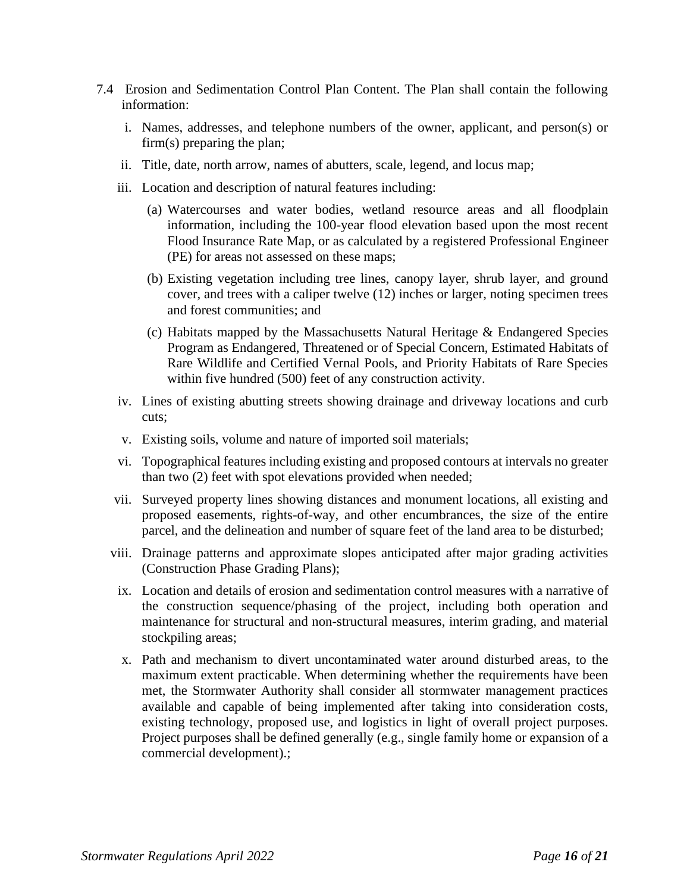7.4 Erosion and Sedimentation Control Plan Content. The Plan shall contain the following information:

i. Names, addresses, and telephone numbers of the owner, applicant, and person(s) or firm(s) preparing the plan;

ii. Title, date, north arrow, names of abutters, scale, legend, and locus map;

iii. Location and description of natural features including:

(a) Watercourses and water bodies, wetland resource areas and all floodplain information, including the 100-year flood elevation based upon the most recent Flood Insurance Rate Map, or as calculated by a registered Professional Engineer (PE) for areas not assessed on these maps;

(b) Existing vegetation including tree lines, canopy layer, shrub layer, and ground cover, and trees with a caliper twelve (12) inches or larger, noting specimen trees and forest communities; and

(c) Habitats mapped by the Massachusetts Natural Heritage & Endangered Species Program as Endangered, Threatened or of Special Concern, Estimated Habitats of Rare Wildlife and Certified Vernal Pools, and Priority Habitats of Rare Species within five hundred (500) feet of any construction activity.

iv. Lines of existing abutting streets showing drainage and driveway locations and curb cuts;

v. Existing soils, volume and nature of imported soil materials;

vi. Topographical features including existing and proposed contours at intervals no greater than two (2) feet with spot elevations provided when needed;

vii. Surveyed property lines showing distances and monument locations, all existing and proposed easements, rights-of-way, and other encumbrances, the size of the entire parcel, and the delineation and number of square feet of the land area to be disturbed;

viii. Drainage patterns and approximate slopes anticipated after major grading activities (Construction Phase Grading Plans);

ix. Location and details of erosion and sedimentation control measures with a narrative of the construction sequence/phasing of the project, including both operation and maintenance for structural and non-structural measures, interim grading, and material stockpiling areas;

x. Path and mechanism to divert uncontaminated water around disturbed areas, to the maximum extent practicable. When determining whether the requirements have been met, the Stormwater Authority shall consider all stormwater management practices available and capable of being implemented after taking into consideration costs, existing technology, proposed use, and logistics in light of overall project purposes. Project purposes shall be defined generally (e.g., single family home or expansion of a commercial development).;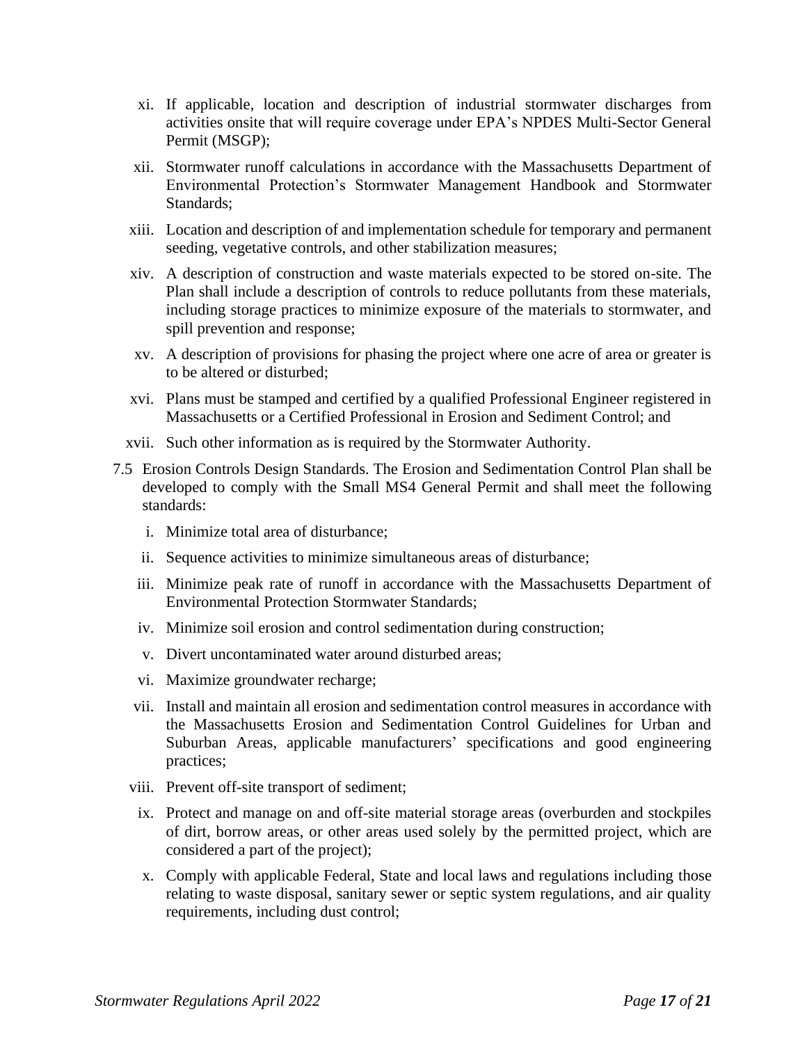xi. If applicable, location and description of industrial stormwater discharges from activities onsite that will require coverage under EPA's NPDES Multi-Sector General Permit (MSGP);

xii. Stormwater runoff calculations in accordance with the Massachusetts Department of Environmental Protection's Stormwater Management Handbook and Stormwater Standards;

xiii. Location and description of and implementation schedule for temporary and permanent seeding, vegetative controls, and other stabilization measures;

xiv. A description of construction and waste materials expected to be stored on-site. The Plan shall include a description of controls to reduce pollutants from these materials, including storage practices to minimize exposure of the materials to stormwater, and spill prevention and response;

xv. A description of provisions for phasing the project where one acre of area or greater is to be altered or disturbed;

xvi. Plans must be stamped and certified by a qualified Professional Engineer registered in Massachusetts or a Certified Professional in Erosion and Sediment Control; and

xvii. Such other information as is required by the Stormwater Authority.

7.5 Erosion Controls Design Standards. The Erosion and Sedimentation Control Plan shall be developed to comply with the Small MS4 General Permit and shall meet the following standards:

i. Minimize total area of disturbance;

ii. Sequence activities to minimize simultaneous areas of disturbance;

iii. Minimize peak rate of runoff in accordance with the Massachusetts Department of Environmental Protection Stormwater Standards;

iv. Minimize soil erosion and control sedimentation during construction;

v. Divert uncontaminated water around disturbed areas;

vi. Maximize groundwater recharge;

vii. Install and maintain all erosion and sedimentation control measures in accordance with the Massachusetts Erosion and Sedimentation Control Guidelines for Urban and Suburban Areas, applicable manufacturers' specifications and good engineering practices;

viii. Prevent off-site transport of sediment;

ix. Protect and manage on and off-site material storage areas (overburden and stockpiles of dirt, borrow areas, or other areas used solely by the permitted project, which are considered a part of the project);

x. Comply with applicable Federal, State and local laws and regulations including those relating to waste disposal, sanitary sewer or septic system regulations, and air quality requirements, including dust control;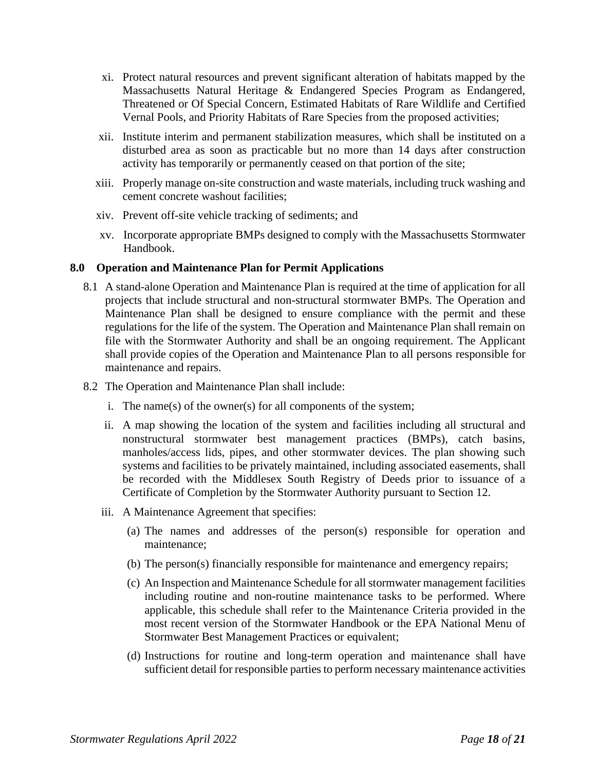xi. Protect natural resources and prevent significant alteration of habitats mapped by the Massachusetts Natural Heritage & Endangered Species Program as Endangered, Threatened or Of Special Concern, Estimated Habitats of Rare Wildlife and Certified Vernal Pools, and Priority Habitats of Rare Species from the proposed activities;

xii. Institute interim and permanent stabilization measures, which shall be instituted on a disturbed area as soon as practicable but no more than 14 days after construction activity has temporarily or permanently ceased on that portion of the site;

xiii. Properly manage on-site construction and waste materials, including truck washing and cement concrete washout facilities;

xiv. Prevent off-site vehicle tracking of sediments; and

xv. Incorporate appropriate BMPs designed to comply with the Massachusetts Stormwater Handbook.

## 8.0 Operation and Maintenance Plan for Permit Applications

8.1 A stand-alone Operation and Maintenance Plan is required at the time of application for all projects that include structural and non-structural stormwater BMPs. The Operation and Maintenance Plan shall be designed to ensure compliance with the permit and these regulations for the life of the system. The Operation and Maintenance Plan shall remain on file with the Stormwater Authority and shall be an ongoing requirement. The Applicant shall provide copies of the Operation and Maintenance Plan to all persons responsible for maintenance and repairs.

8.2 The Operation and Maintenance Plan shall include:

i. The name(s) of the owner(s) for all components of the system;

ii. A map showing the location of the system and facilities including all structural and nonstructural stormwater best management practices (BMPs), catch basins, manholes/access lids, pipes, and other stormwater devices. The plan showing such systems and facilities to be privately maintained, including associated easements, shall be recorded with the Middlesex South Registry of Deeds prior to issuance of a Certificate of Completion by the Stormwater Authority pursuant to Section 12.

iii. A Maintenance Agreement that specifies:

(a) The names and addresses of the person(s) responsible for operation and maintenance;

(b) The person(s) financially responsible for maintenance and emergency repairs;

(c) An Inspection and Maintenance Schedule for all stormwater management facilities including routine and non-routine maintenance tasks to be performed. Where applicable, this schedule shall refer to the Maintenance Criteria provided in the most recent version of the Stormwater Handbook or the EPA National Menu of Stormwater Best Management Practices or equivalent;

(d) Instructions for routine and long-term operation and maintenance shall have sufficient detail for responsible parties to perform necessary maintenance activities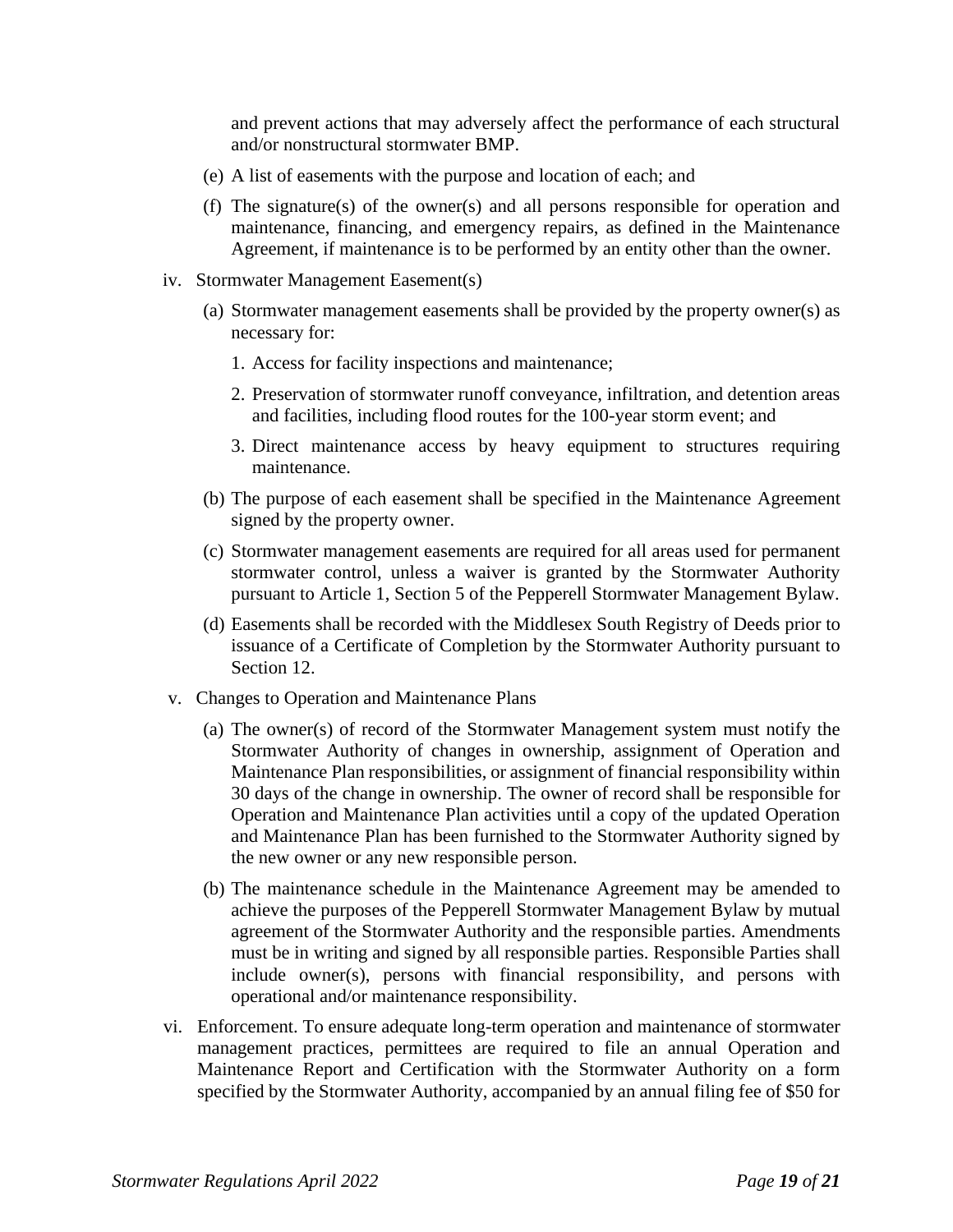and prevent actions that may adversely affect the performance of each structural and/or nonstructural stormwater BMP.

(e) A list of easements with the purpose and location of each; and

(f) The signature(s) of the owner(s) and all persons responsible for operation and maintenance, financing, and emergency repairs, as defined in the Maintenance Agreement, if maintenance is to be performed by an entity other than the owner.

iv. Stormwater Management Easement(s)

(a) Stormwater management easements shall be provided by the property owner(s) as necessary for:

1. Access for facility inspections and maintenance;

2. Preservation of stormwater runoff conveyance, infiltration, and detention areas and facilities, including flood routes for the 100-year storm event; and

3. Direct maintenance access by heavy equipment to structures requiring maintenance.

(b) The purpose of each easement shall be specified in the Maintenance Agreement signed by the property owner.

(c) Stormwater management easements are required for all areas used for permanent stormwater control, unless a waiver is granted by the Stormwater Authority pursuant to Article 1, Section 5 of the Pepperell Stormwater Management Bylaw.

(d) Easements shall be recorded with the Middlesex South Registry of Deeds prior to issuance of a Certificate of Completion by the Stormwater Authority pursuant to Section 12.

v. Changes to Operation and Maintenance Plans

(a) The owner(s) of record of the Stormwater Management system must notify the Stormwater Authority of changes in ownership, assignment of Operation and Maintenance Plan responsibilities, or assignment of financial responsibility within 30 days of the change in ownership. The owner of record shall be responsible for Operation and Maintenance Plan activities until a copy of the updated Operation and Maintenance Plan has been furnished to the Stormwater Authority signed by the new owner or any new responsible person.

(b) The maintenance schedule in the Maintenance Agreement may be amended to achieve the purposes of the Pepperell Stormwater Management Bylaw by mutual agreement of the Stormwater Authority and the responsible parties. Amendments must be in writing and signed by all responsible parties. Responsible Parties shall include owner(s), persons with financial responsibility, and persons with operational and/or maintenance responsibility.

vi. Enforcement. To ensure adequate long-term operation and maintenance of stormwater management practices, permittees are required to file an annual Operation and Maintenance Report and Certification with the Stormwater Authority on a form specified by the Stormwater Authority, accompanied by an annual filing fee of $50 for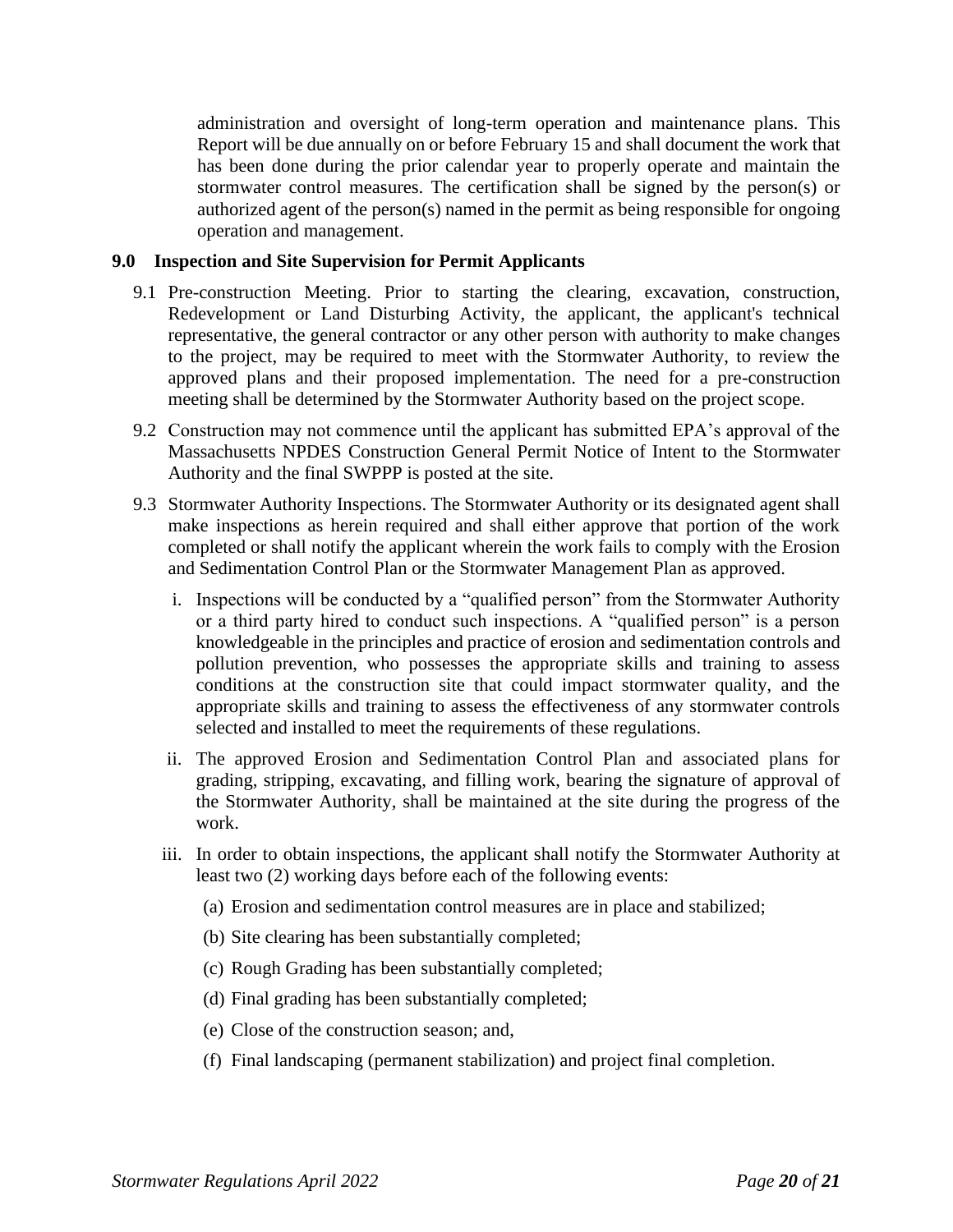administration and oversight of long-term operation and maintenance plans. This Report will be due annually on or before February 15 and shall document the work that has been done during the prior calendar year to properly operate and maintain the stormwater control measures. The certification shall be signed by the person(s) or authorized agent of the person(s) named in the permit as being responsible for ongoing operation and management.

## 9.0 Inspection and Site Supervision for Permit Applicants

9.1 Pre-construction Meeting. Prior to starting the clearing, excavation, construction, Redevelopment or Land Disturbing Activity, the applicant, the applicant's technical representative, the general contractor or any other person with authority to make changes to the project, may be required to meet with the Stormwater Authority, to review the approved plans and their proposed implementation. The need for a pre-construction meeting shall be determined by the Stormwater Authority based on the project scope.

9.2 Construction may not commence until the applicant has submitted EPA's approval of the Massachusetts NPDES Construction General Permit Notice of Intent to the Stormwater Authority and the final SWPPP is posted at the site.

9.3 Stormwater Authority Inspections. The Stormwater Authority or its designated agent shall make inspections as herein required and shall either approve that portion of the work completed or shall notify the applicant wherein the work fails to comply with the Erosion and Sedimentation Control Plan or the Stormwater Management Plan as approved.

i. Inspections will be conducted by a "qualified person" from the Stormwater Authority or a third party hired to conduct such inspections. A "qualified person" is a person knowledgeable in the principles and practice of erosion and sedimentation controls and pollution prevention, who possesses the appropriate skills and training to assess conditions at the construction site that could impact stormwater quality, and the appropriate skills and training to assess the effectiveness of any stormwater controls selected and installed to meet the requirements of these regulations.

ii. The approved Erosion and Sedimentation Control Plan and associated plans for grading, stripping, excavating, and filling work, bearing the signature of approval of the Stormwater Authority, shall be maintained at the site during the progress of the work.

iii. In order to obtain inspections, the applicant shall notify the Stormwater Authority at least two (2) working days before each of the following events:

(a) Erosion and sedimentation control measures are in place and stabilized;

(b) Site clearing has been substantially completed;

(c) Rough Grading has been substantially completed;

(d) Final grading has been substantially completed;

(e) Close of the construction season; and,

(f) Final landscaping (permanent stabilization) and project final completion.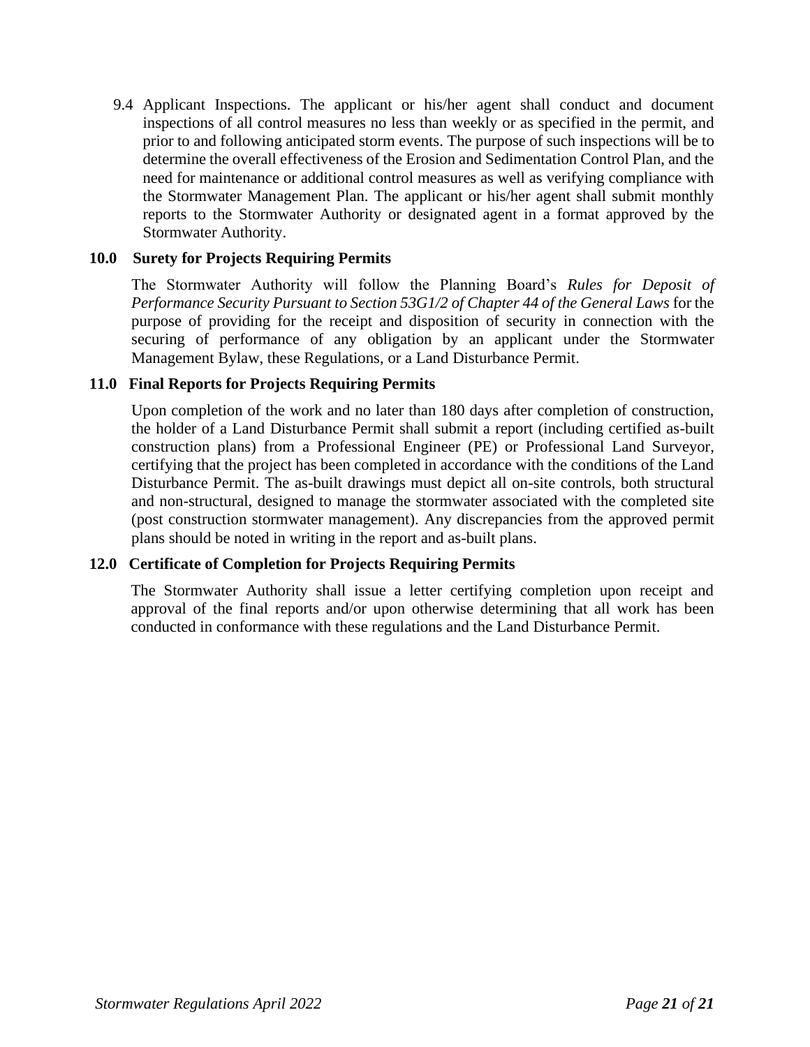9.4 Applicant Inspections. The applicant or his/her agent shall conduct and document inspections of all control measures no less than weekly or as specified in the permit, and prior to and following anticipated storm events. The purpose of such inspections will be to determine the overall effectiveness of the Erosion and Sedimentation Control Plan, and the need for maintenance or additional control measures as well as verifying compliance with the Stormwater Management Plan. The applicant or his/her agent shall submit monthly reports to the Stormwater Authority or designated agent in a format approved by the Stormwater Authority.

## 10.0 Surety for Projects Requiring Permits

The Stormwater Authority will follow the Planning Board's *Rules for Deposit of Performance Security Pursuant to Section 53G1/2 of Chapter 44 of the General Laws* for the purpose of providing for the receipt and disposition of security in connection with the securing of performance of any obligation by an applicant under the Stormwater Management Bylaw, these Regulations, or a Land Disturbance Permit.

## 11.0 Final Reports for Projects Requiring Permits

Upon completion of the work and no later than 180 days after completion of construction, the holder of a Land Disturbance Permit shall submit a report (including certified as-built construction plans) from a Professional Engineer (PE) or Professional Land Surveyor, certifying that the project has been completed in accordance with the conditions of the Land Disturbance Permit. The as-built drawings must depict all on-site controls, both structural and non-structural, designed to manage the stormwater associated with the completed site (post construction stormwater management). Any discrepancies from the approved permit plans should be noted in writing in the report and as-built plans.

## 12.0 Certificate of Completion for Projects Requiring Permits

The Stormwater Authority shall issue a letter certifying completion upon receipt and approval of the final reports and/or upon otherwise determining that all work has been conducted in conformance with these regulations and the Land Disturbance Permit.